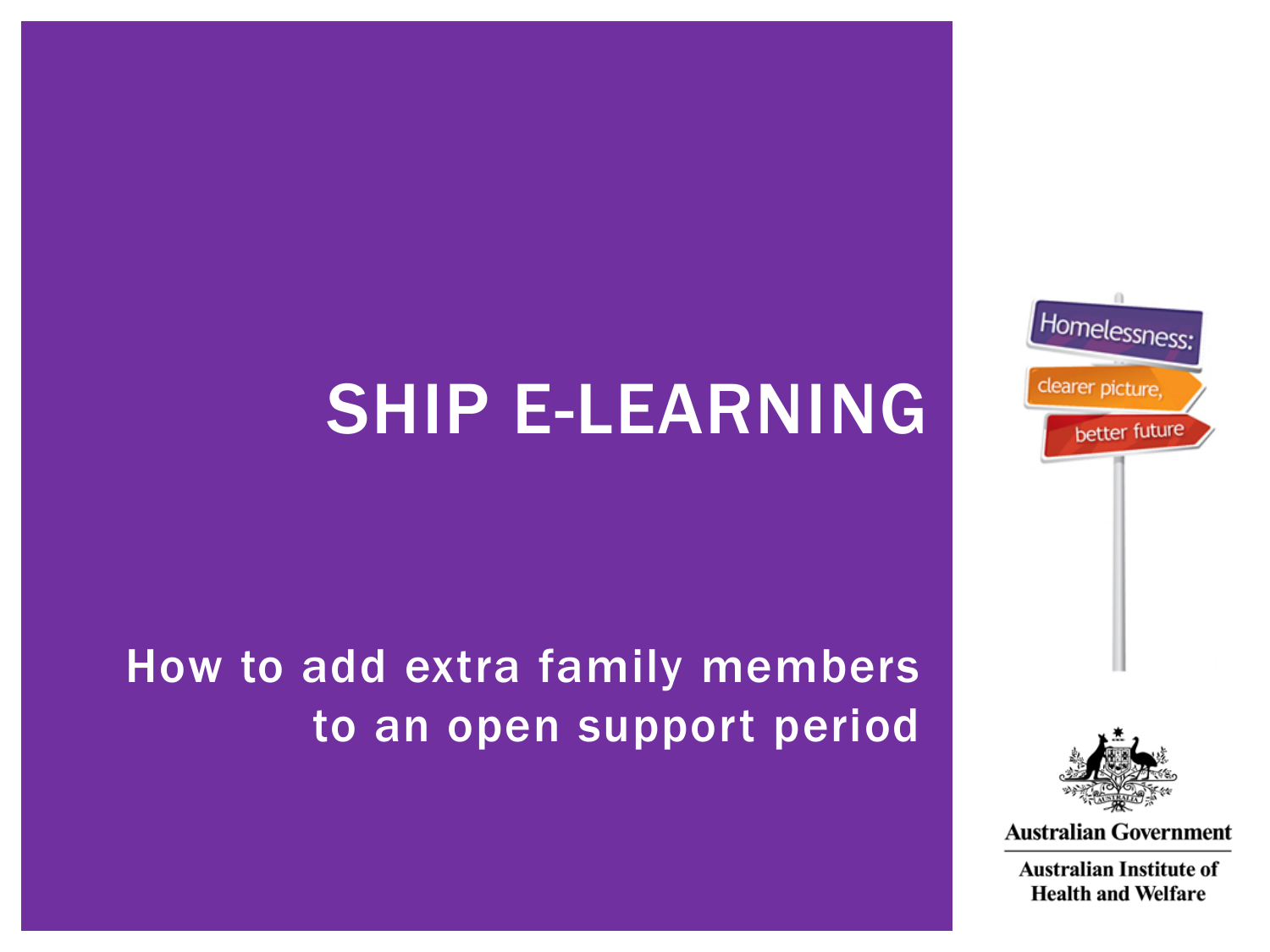# SHIP E-LEARNING

## How to add extra family members to an open support period

Homelessness: clearer picture, better future

Australian Government

Australian Institute of Health and Welfare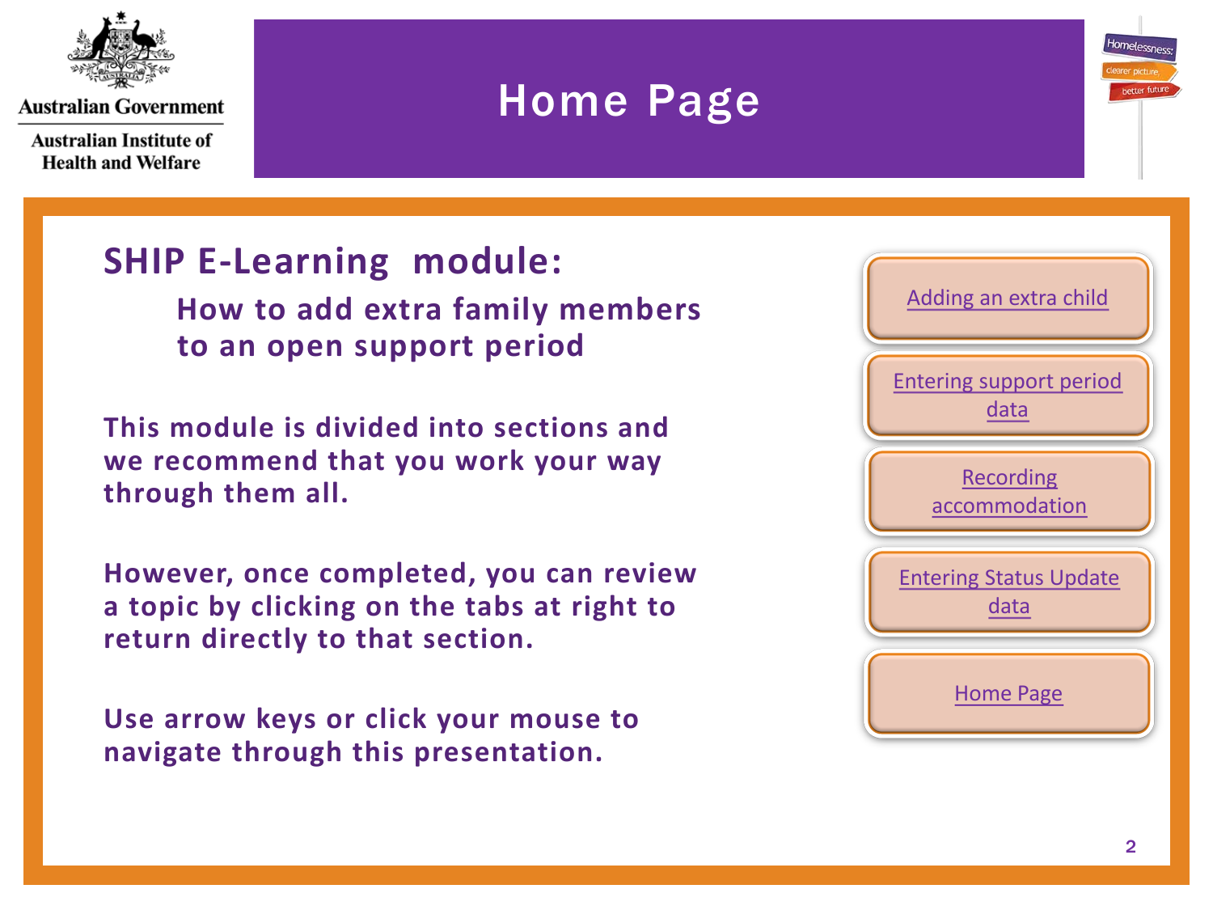Australian Government

Australian Institute of Health and Welfare

# Home Page

Homelessness: clearer picture, better future

## SHIP E-Learning module:

### How to add extra family members to an open support period

**This module is divided into sections and we recommend that you work your way through them all.**

**However, once completed, you can review a topic by clicking on the tabs at right to return directly to that section.**

**Use arrow keys or click your mouse to navigate through this presentation.**

- Adding an extra child
- Entering support period data
- Recording accommodation
- Entering Status Update data
- Home Page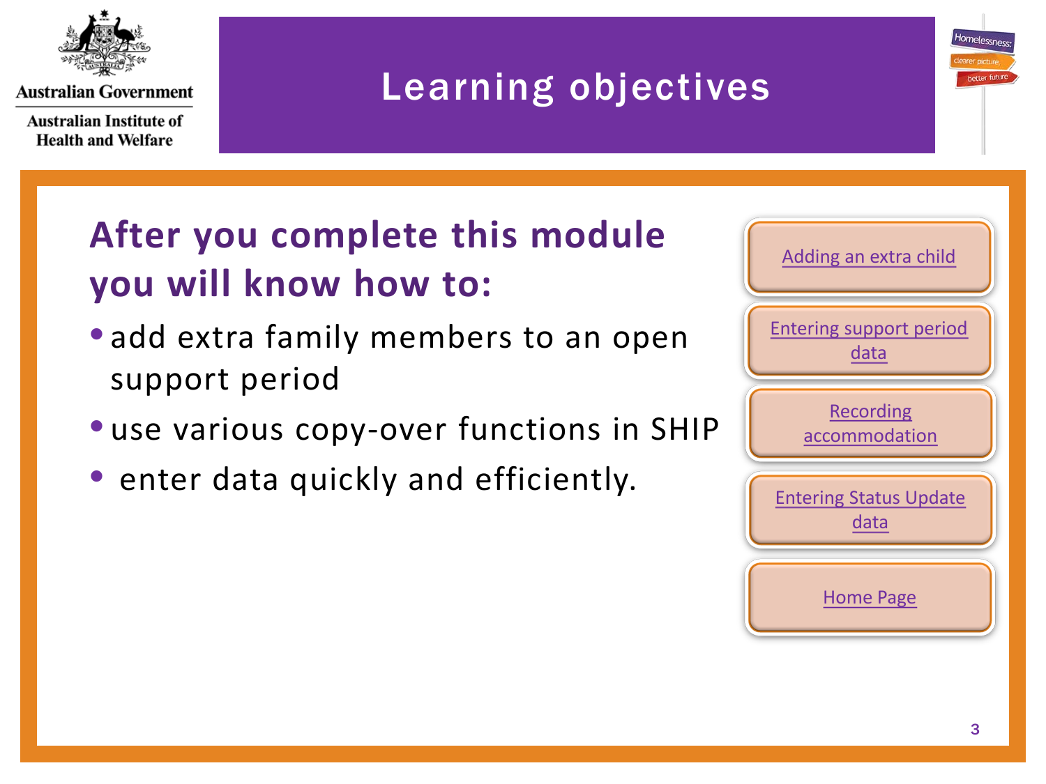Australian Government

Australian Institute of Health and Welfare

# Learning objectives

Homelessness: clearer picture, better future

## After you complete this module you will know how to:

- add extra family members to an open support period
- use various copy-over functions in SHIP
- enter data quickly and efficiently.

Adding an extra child

Entering support period data

Recording accommodation

Entering Status Update data

Home Page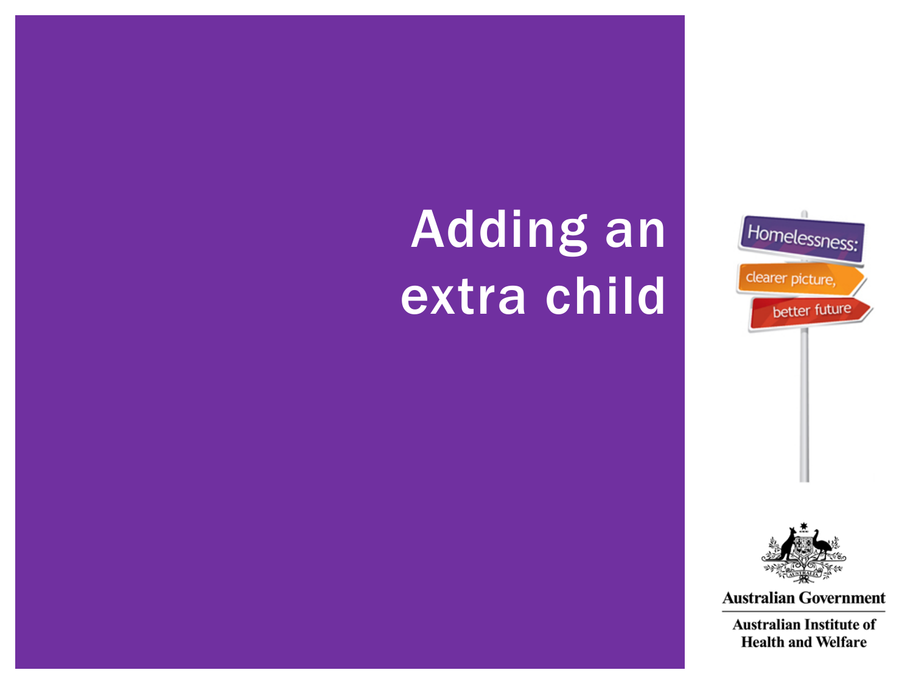# Adding an extra child

Homelessness: clearer picture, better future

Australian Government

Australian Institute of Health and Welfare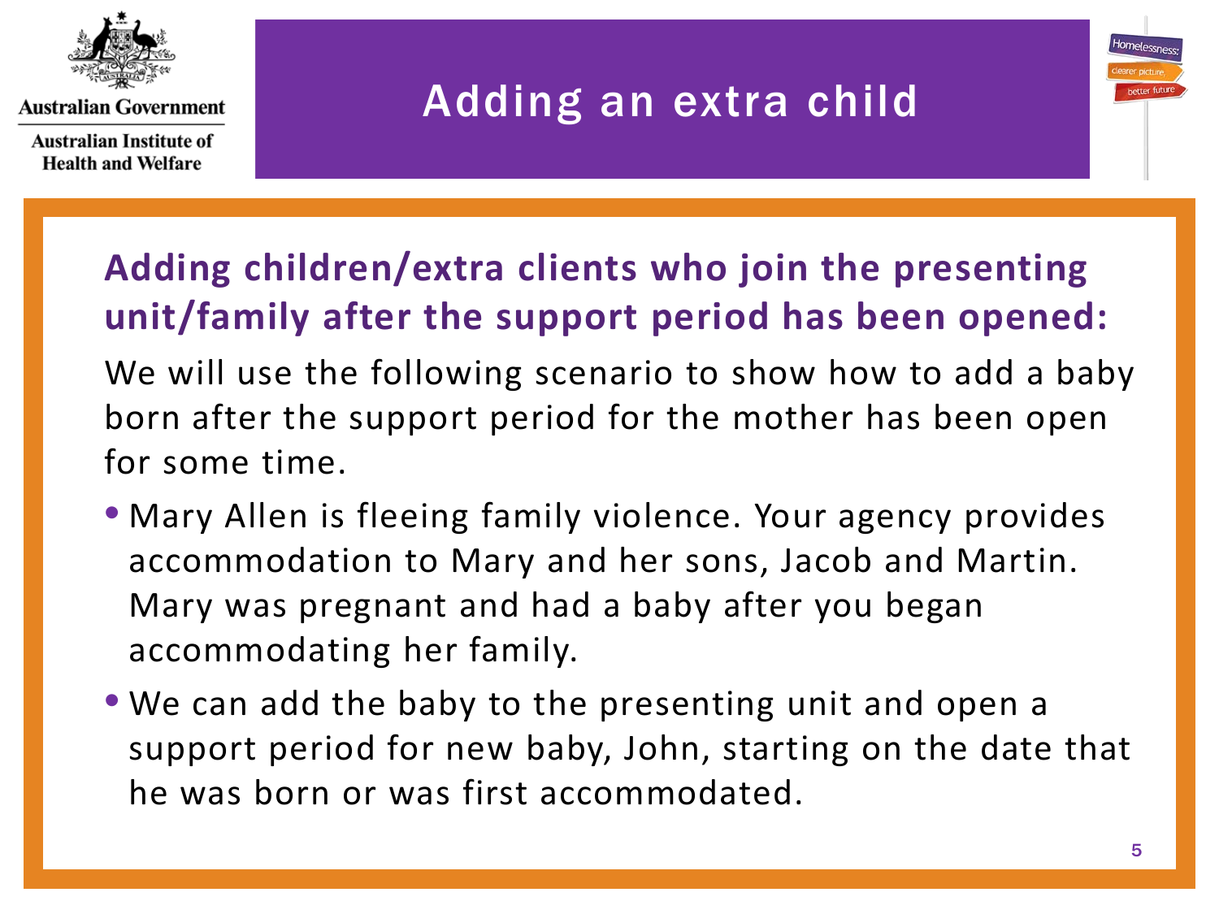# Adding an extra child

## Adding children/extra clients who join the presenting unit/family after the support period has been opened:

We will use the following scenario to show how to add a baby born after the support period for the mother has been open for some time.

- Mary Allen is fleeing family violence. Your agency provides accommodation to Mary and her sons, Jacob and Martin. Mary was pregnant and had a baby after you began accommodating her family.
- We can add the baby to the presenting unit and open a support period for new baby, John, starting on the date that he was born or was first accommodated.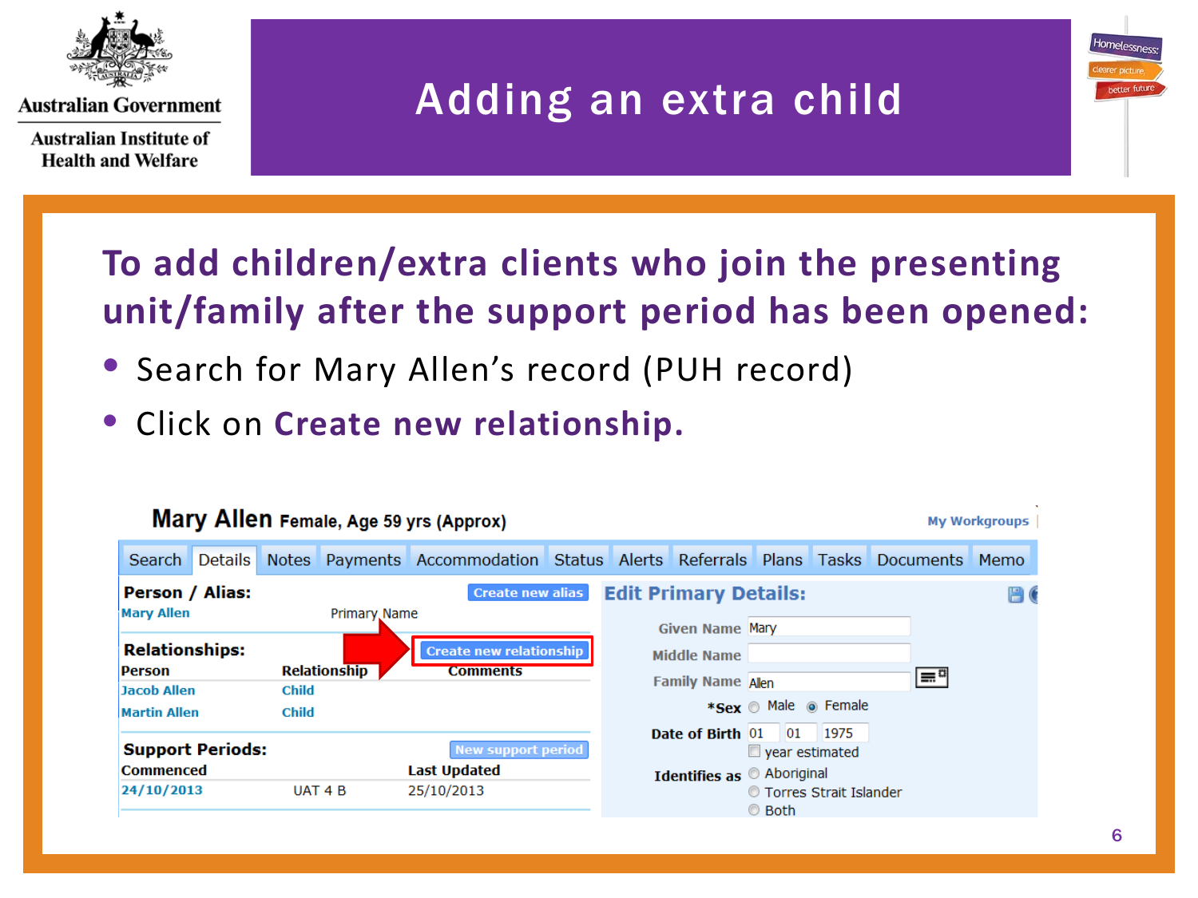# Adding an extra child

## To add children/extra clients who join the presenting unit/family after the support period has been opened:

- Search for Mary Allen's record (PUH record)
- Click on **Create new relationship.**

**Mary Allen** Female, Age 59 yrs (Approx)

My Workgroups

Search | Details | Notes | Payments | Accommodation | Status | Alerts | Referrals | Plans | Tasks | Documents | Memo

**Person / Alias:** Create new alias

Mary Allen — Primary Name

**Relationships:** Create new relationship

| Person | Relationship | Comments |
|---|---|---|
| Jacob Allen | Child | |
| Martin Allen | Child | |

**Support Periods:** New support period

| Commenced | | Last Updated |
|---|---|---|
| 24/10/2013 | UAT 4 B | 25/10/2013 |

**Edit Primary Details:**

Given Name: Mary

Middle Name:

Family Name: Allen

*Sex: Male / Female (selected)

Date of Birth: 01 01 1975 — year estimated

Identifies as: Aboriginal / Torres Strait Islander / Both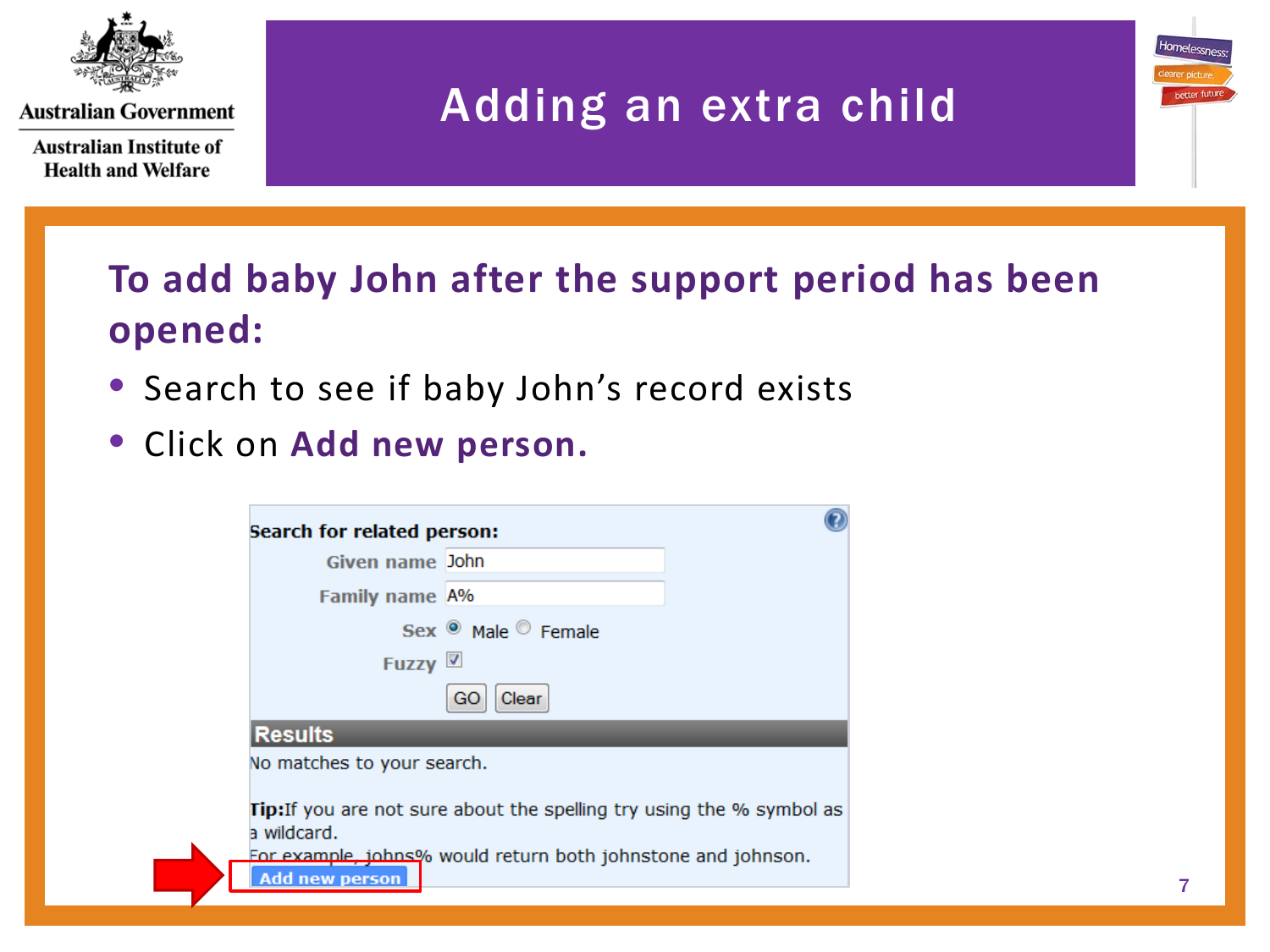# Adding an extra child

## To add baby John after the support period has been opened:

- Search to see if baby John's record exists
- Click on **Add new person.**

**Search for related person:**

Given name: John

Family name: A%

Sex: Male / Female

Fuzzy

GO | Clear

**Results**

No matches to your search.

**Tip:** If you are not sure about the spelling try using the % symbol as a wildcard.
For example, johns% would return both johnstone and johnson.

Add new person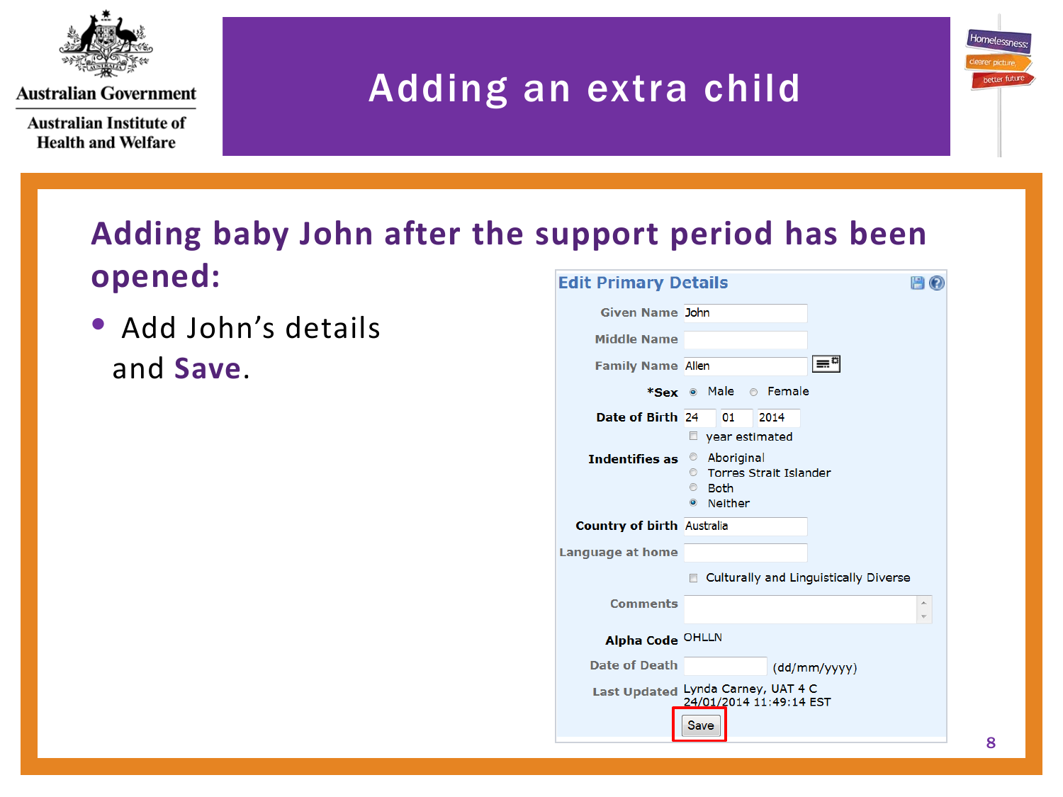# Adding an extra child

## Adding baby John after the support period has been opened:

- Add John's details and **Save**.

**Edit Primary Details**

| Field | Value |
|---|---|
| Given Name | John |
| Middle Name | |
| Family Name | Allen |
| *Sex | (•) Male ( ) Female |
| Date of Birth | 24 / 01 / 2014 — [ ] year estimated |
| Indentifies as | ( ) Aboriginal ( ) Torres Strait Islander ( ) Both (•) Neither |
| Country of birth | Australia |
| Language at home | |
| | [ ] Culturally and Linguistically Diverse |
| Comments | |
| Alpha Code | OHLLN |
| Date of Death | (dd/mm/yyyy) |
| Last Updated | Lynda Carney, UAT 4 C 24/01/2014 11:49:14 EST |

[Save]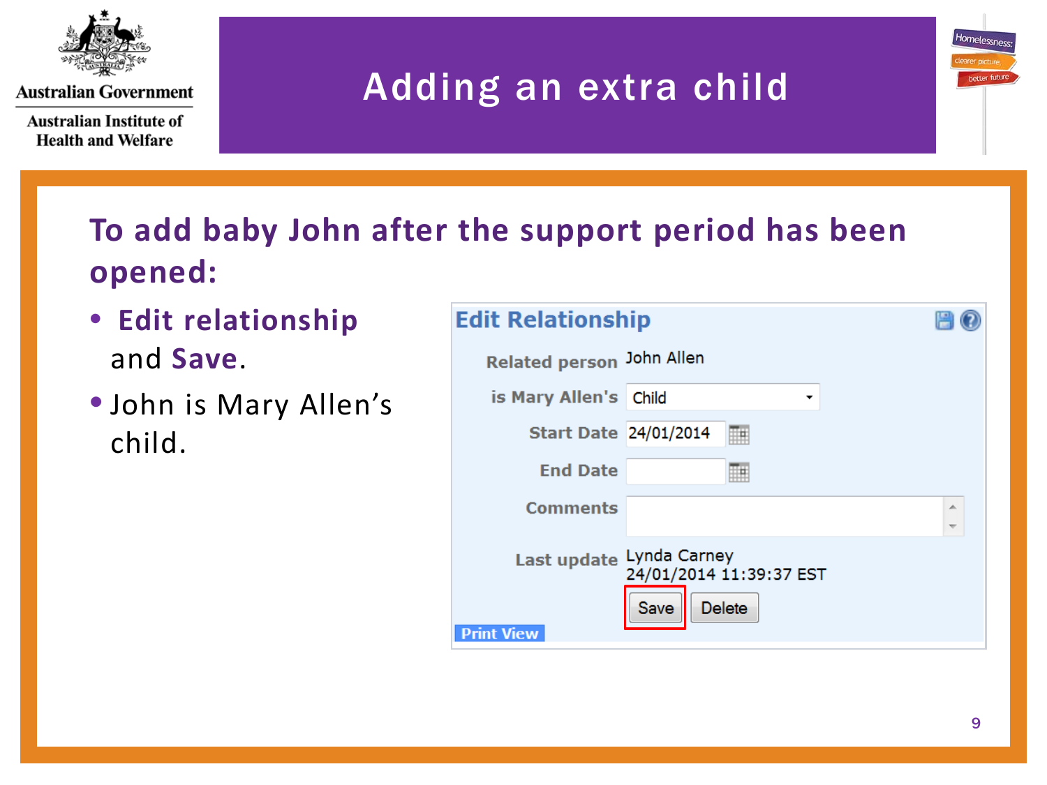# Adding an extra child

## To add baby John after the support period has been opened:

- **Edit relationship** and **Save**.
- John is Mary Allen's child.

**Edit Relationship**

| | |
|---|---|
| Related person | John Allen |
| is Mary Allen's | Child |
| Start Date | 24/01/2014 |
| End Date | |
| Comments | |
| Last update | Lynda Carney 24/01/2014 11:39:37 EST |

Save | Delete

Print View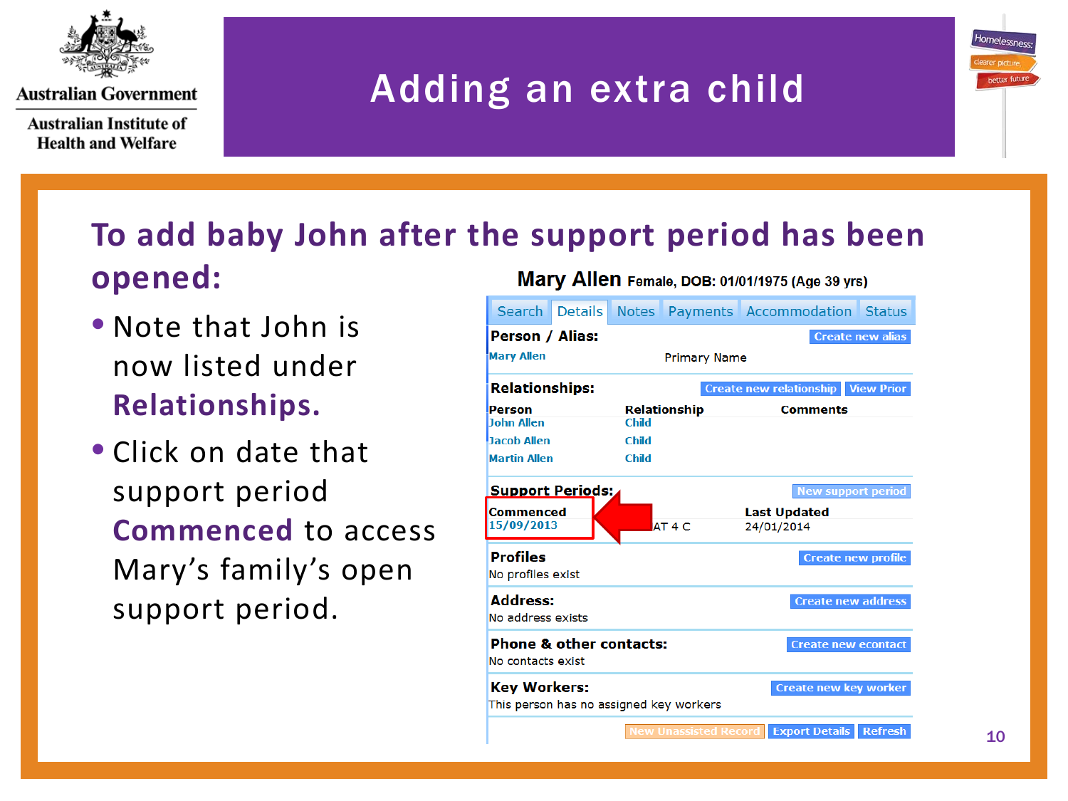# Adding an extra child

## To add baby John after the support period has been opened:

- Note that John is now listed under **Relationships.**
- Click on date that support period **Commenced** to access Mary's family's open support period.

**Mary Allen** Female, DOB: 01/01/1975 (Age 39 yrs)

Search | Details | Notes | Payments | Accommodation | Status

**Person / Alias:** Create new alias

Mary Allen — Primary Name

**Relationships:** Create new relationship | View Prior

| Person | Relationship | Comments |
|---|---|---|
| John Allen | Child | |
| Jacob Allen | Child | |
| Martin Allen | Child | |

**Support Periods:** New support period

| Commenced | | Last Updated |
|---|---|---|
| 15/09/2013 | AT 4 C | 24/01/2014 |

**Profiles** Create new profile

No profiles exist

**Address:** Create new address

No address exists

**Phone & other contacts:** Create new econtact

No contacts exist

**Key Workers:** Create new key worker

This person has no assigned key workers

New Unassisted Record | Export Details | Refresh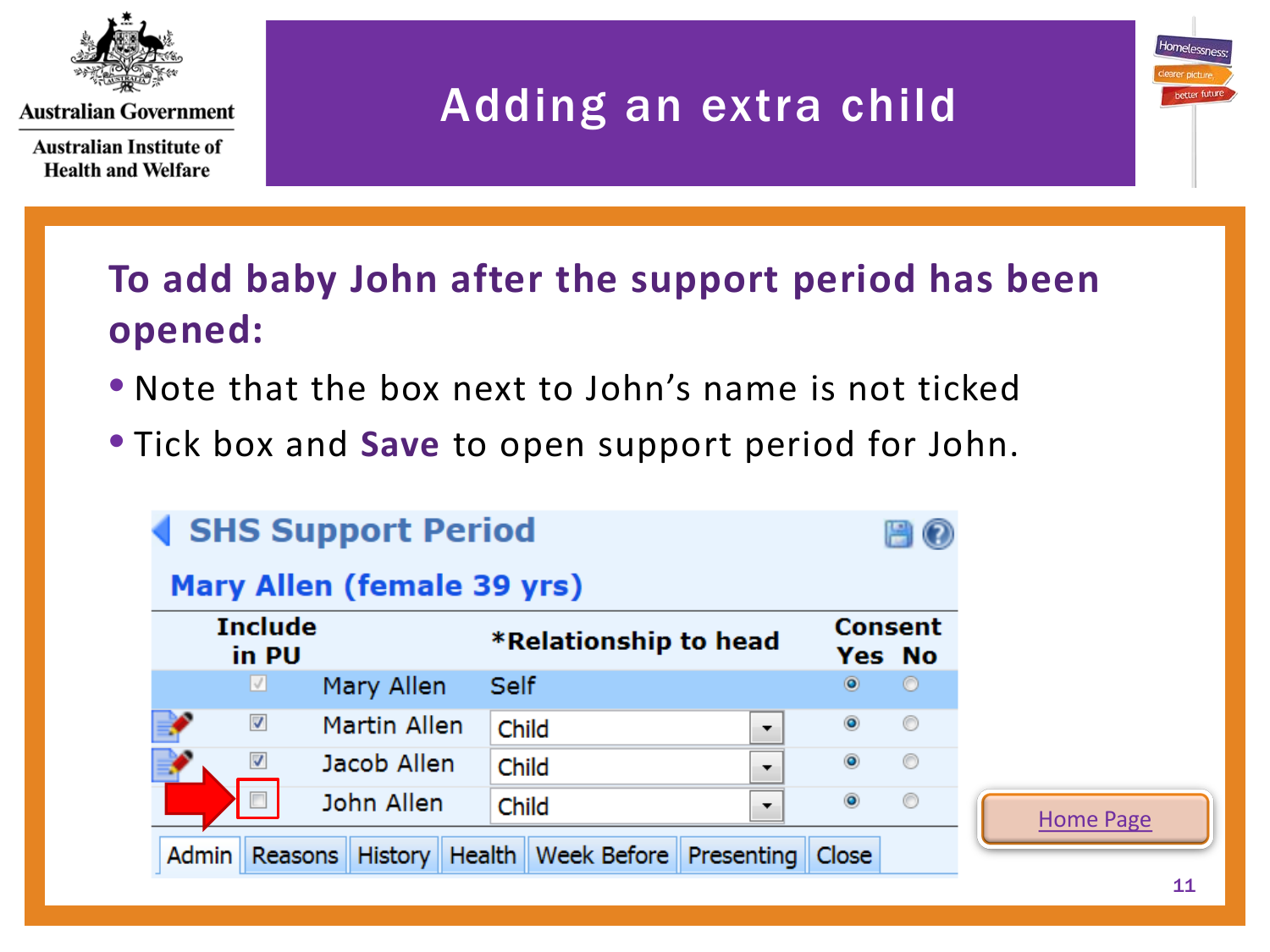# Adding an extra child

## To add baby John after the support period has been opened:

- Note that the box next to John's name is not ticked
- Tick box and **Save** to open support period for John.

**SHS Support Period**

**Mary Allen (female 39 yrs)**

| Include in PU | | *Relationship to head | Consent Yes | Consent No |
|---|---|---|---|---|
| ☑ | Mary Allen | Self | ◉ | ○ |
| ☑ | Martin Allen | Child | ◉ | ○ |
| ☑ | Jacob Allen | Child | ◉ | ○ |
| ☐ | John Allen | Child | ◉ | ○ |

Admin | Reasons | History | Health | Week Before | Presenting | Close

Home Page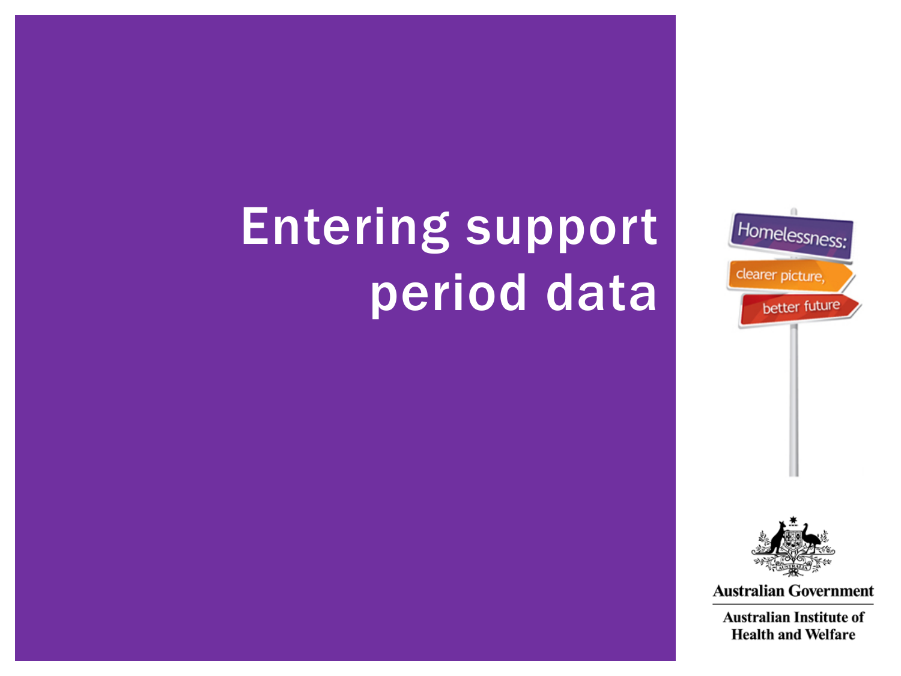# Entering support period data

Homelessness: clearer picture, better future

Australian Government

Australian Institute of Health and Welfare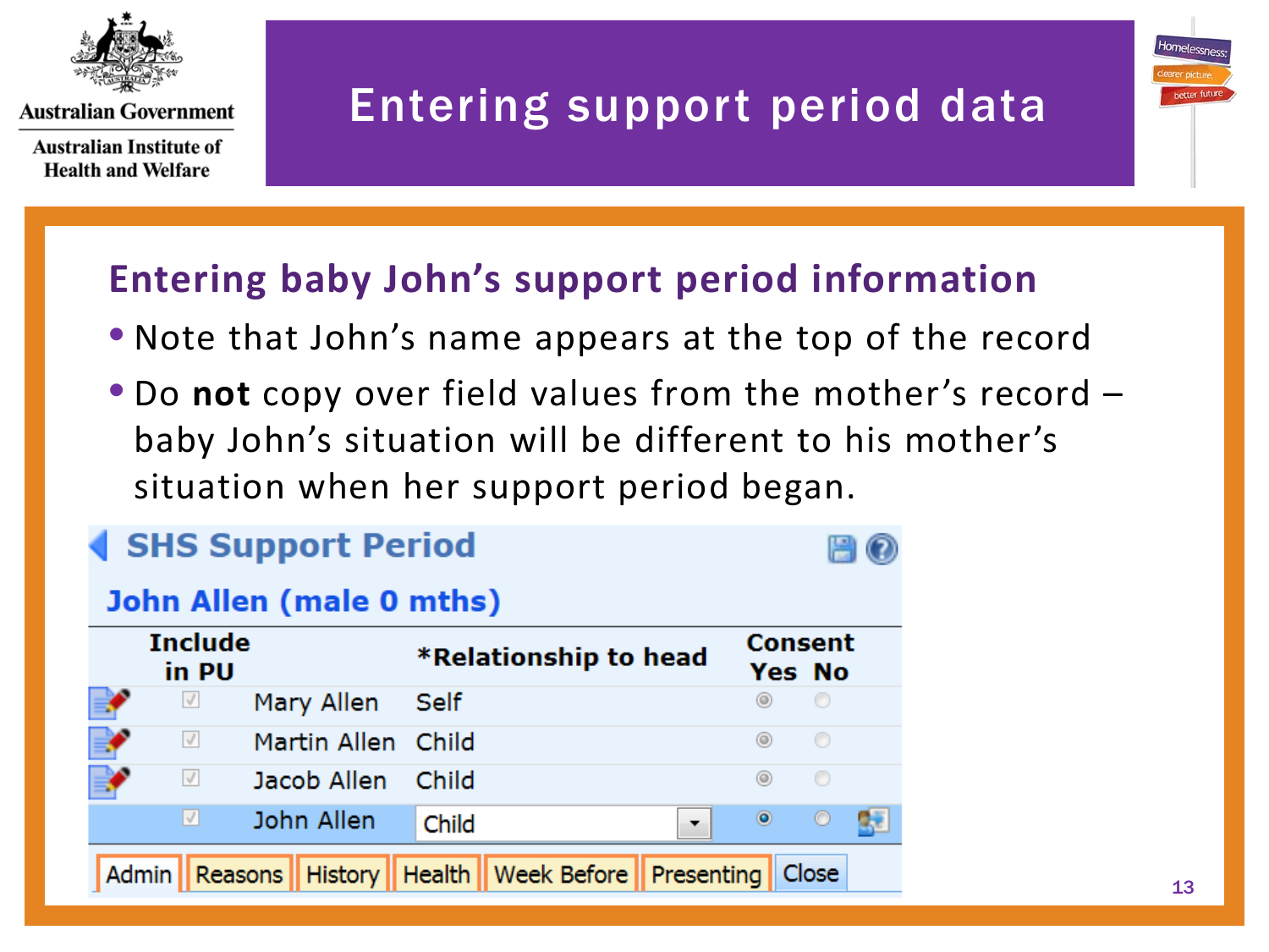# Entering support period data

## Entering baby John's support period information

- Note that John's name appears at the top of the record
- Do **not** copy over field values from the mother's record – baby John's situation will be different to his mother's situation when her support period began.

**SHS Support Period**

**John Allen (male 0 mths)**

| Include in PU | | *Relationship to head | Consent Yes | Consent No |
|---|---|---|---|---|
| ☑ | Mary Allen | Self | ◉ | ○ |
| ☑ | Martin Allen | Child | ◉ | ○ |
| ☑ | Jacob Allen | Child | ◉ | ○ |
| ☑ | John Allen | Child | ◉ | ○ |

Admin | Reasons | History | Health | Week Before | Presenting | Close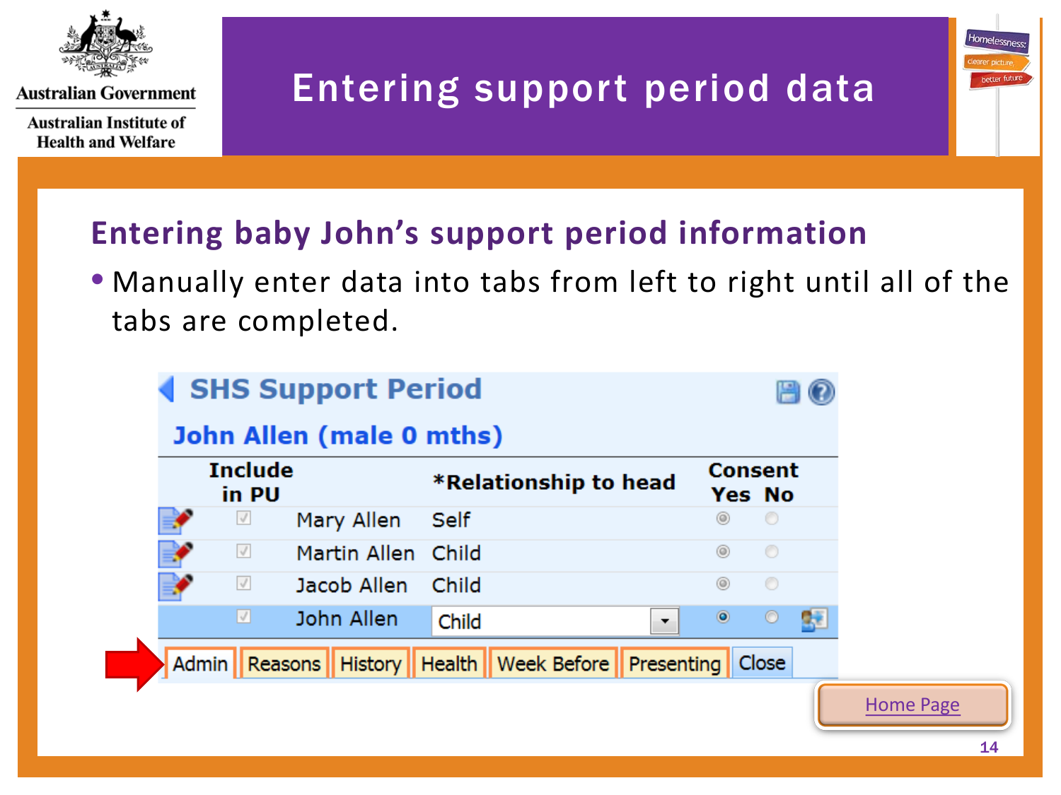# Entering support period data

## Entering baby John's support period information

- Manually enter data into tabs from left to right until all of the tabs are completed.

**SHS Support Period**

**John Allen (male 0 mths)**

| Include in PU | | *Relationship to head | Consent Yes | Consent No |
|---|---|---|---|---|
| ☑ | Mary Allen | Self | ◉ | ○ |
| ☑ | Martin Allen | Child | ◉ | ○ |
| ☑ | Jacob Allen | Child | ◉ | ○ |
| ☑ | John Allen | Child | ◉ | ○ |

Admin | Reasons | History | Health | Week Before | Presenting | Close

Home Page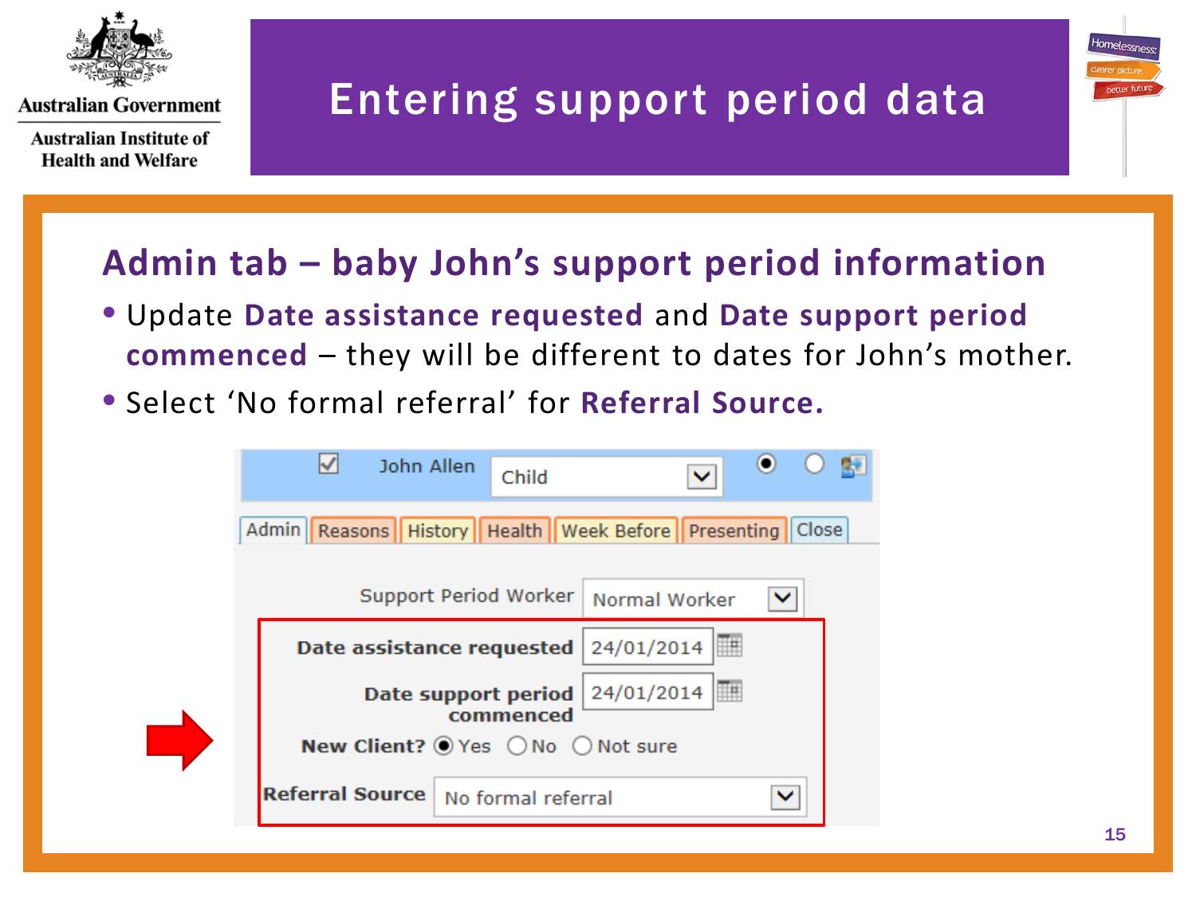# Entering support period data

## Admin tab – baby John's support period information

- Update **Date assistance requested** and **Date support period commenced** – they will be different to dates for John's mother.
- Select 'No formal referral' for **Referral Source.**

John Allen | Child

Admin | Reasons | History | Health | Week Before | Presenting | Close

Support Period Worker: Normal Worker

**Date assistance requested**: 24/01/2014

**Date support period commenced**: 24/01/2014

**New Client?** (•) Yes ( ) No ( ) Not sure

**Referral Source**: No formal referral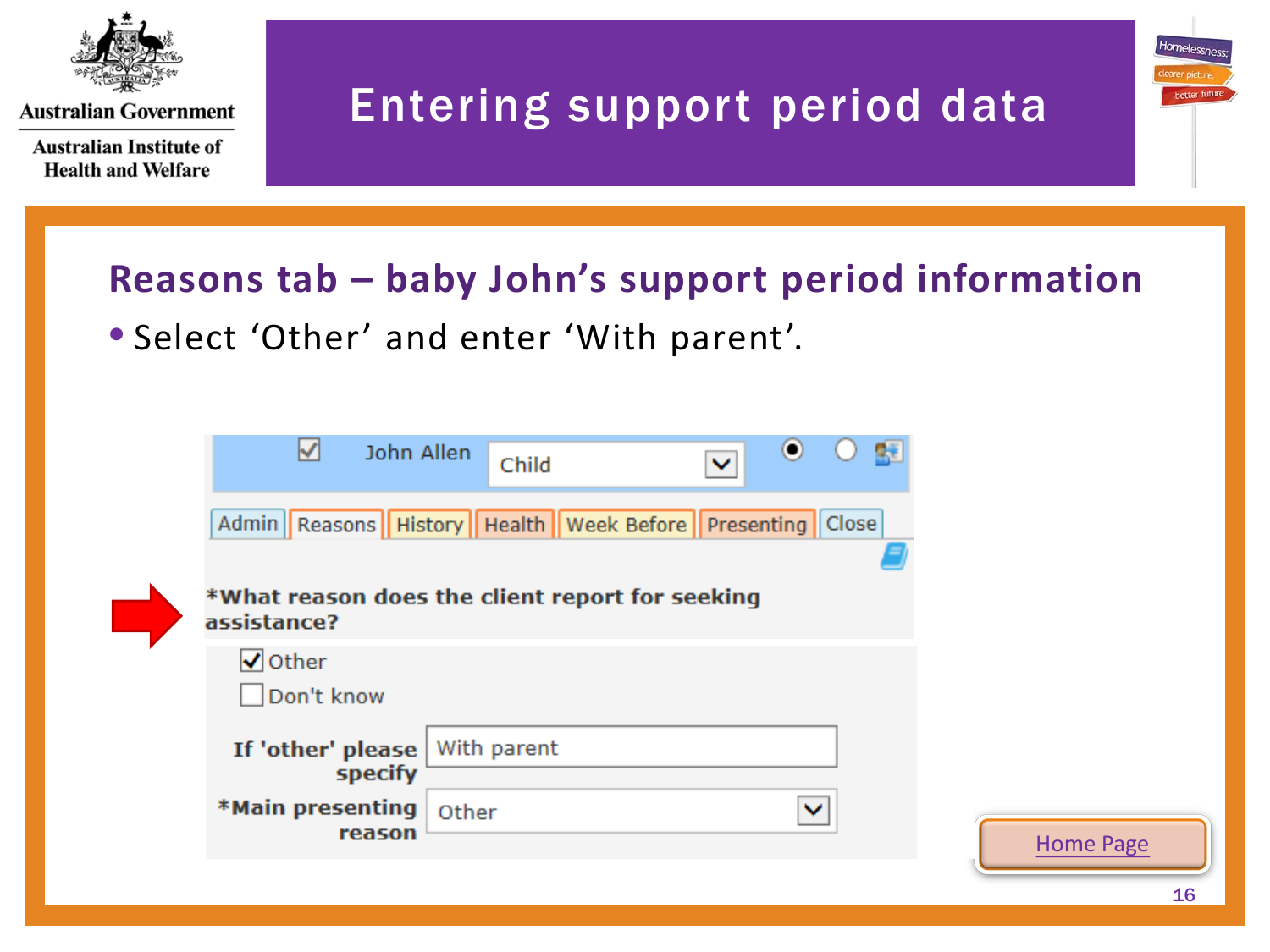# Entering support period data

## Reasons tab – baby John's support period information

- Select 'Other' and enter 'With parent'.

John Allen | Child

Admin | Reasons | History | Health | Week Before | Presenting | Close

*What reason does the client report for seeking assistance?

- [x] Other
- [ ] Don't know

If 'other' please specify: With parent

*Main presenting reason: Other

Home Page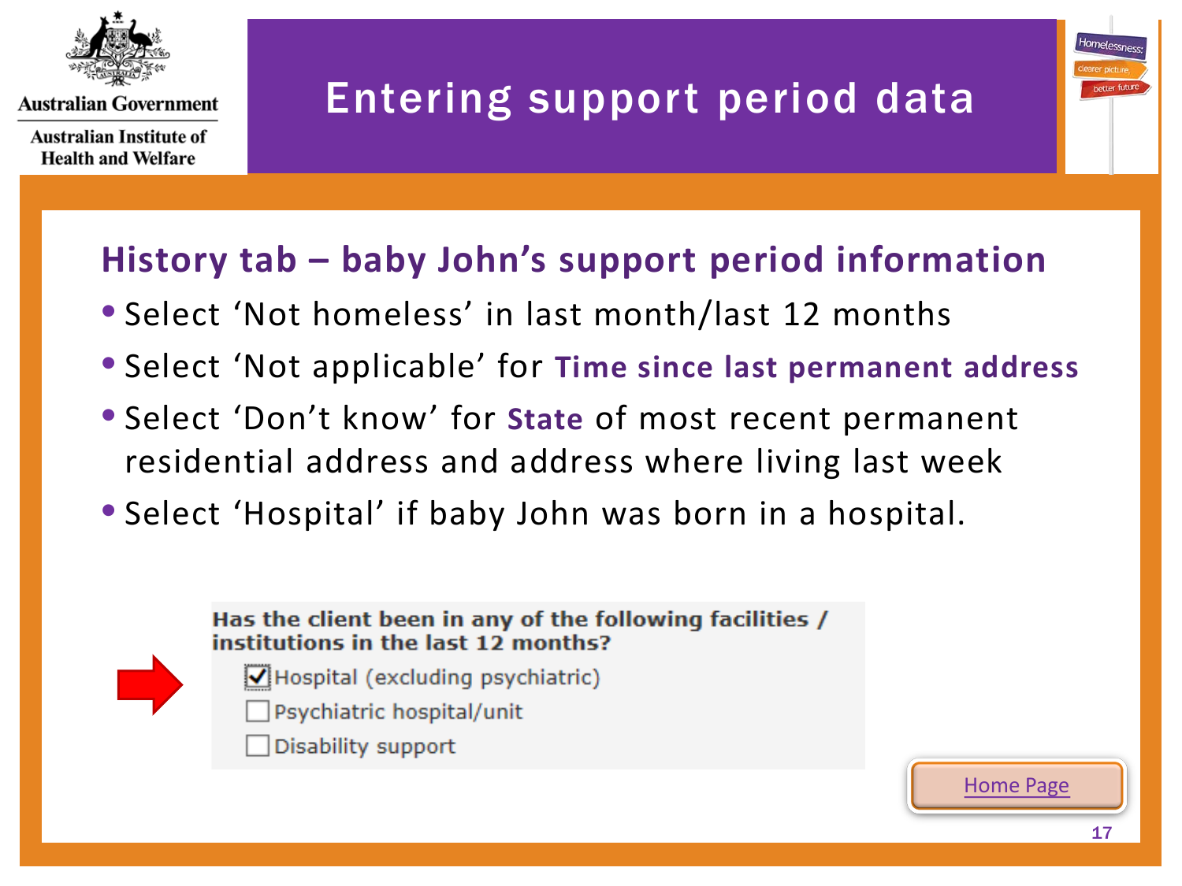# Entering support period data

## History tab – baby John's support period information

- Select 'Not homeless' in last month/last 12 months
- Select 'Not applicable' for **Time since last permanent address**
- Select 'Don't know' for **State** of most recent permanent residential address and address where living last week
- Select 'Hospital' if baby John was born in a hospital.

**Has the client been in any of the following facilities / institutions in the last 12 months?**

- [x] Hospital (excluding psychiatric)
- [ ] Psychiatric hospital/unit
- [ ] Disability support

Home Page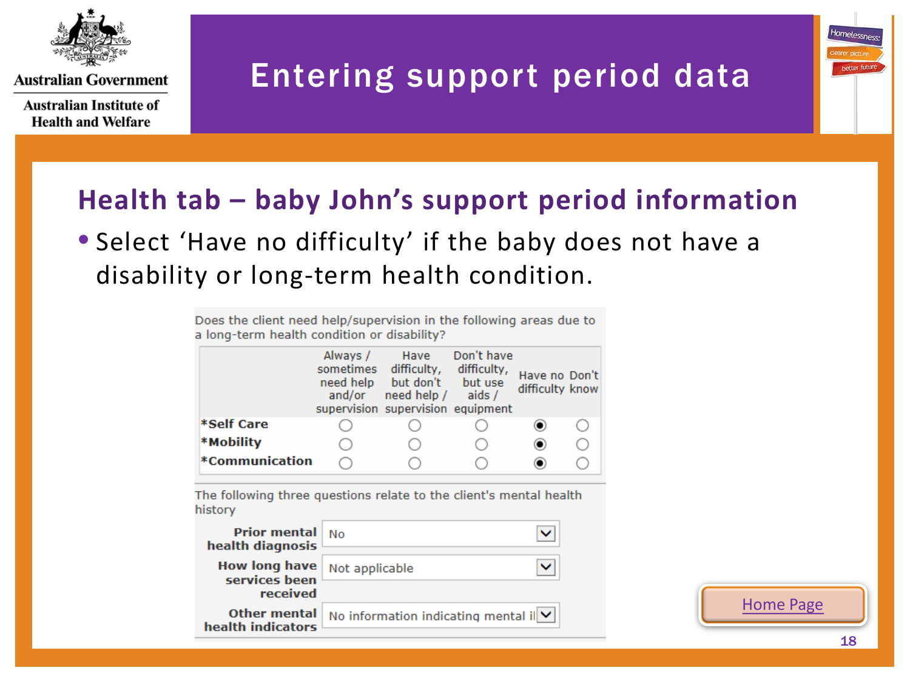# Entering support period data

## Health tab – baby John's support period information

- Select 'Have no difficulty' if the baby does not have a disability or long-term health condition.

Does the client need help/supervision in the following areas due to a long-term health condition or disability?

| | Always / sometimes need help and/or supervision | Have difficulty, but don't need help / supervision | Don't have difficulty, but use aids / equipment | Have no difficulty | Don't know |
|---|---|---|---|---|---|
| *Self Care | ○ | ○ | ○ | ● | ○ |
| *Mobility | ○ | ○ | ○ | ● | ○ |
| *Communication | ○ | ○ | ○ | ● | ○ |

The following three questions relate to the client's mental health history

| | |
|---|---|
| Prior mental health diagnosis | No |
| How long have services been received | Not applicable |
| Other mental health indicators | No information indicating mental il |

Home Page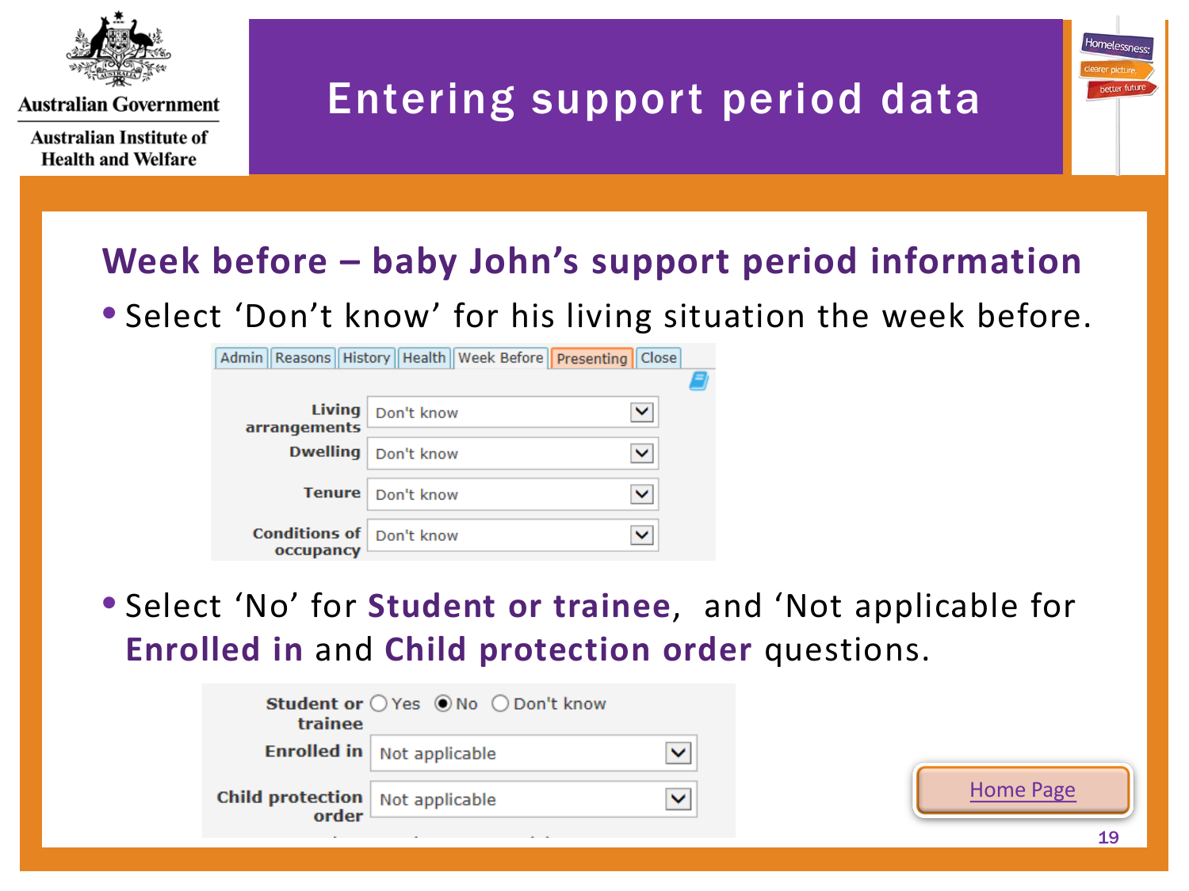# Entering support period data

## Week before – baby John's support period information

- Select 'Don't know' for his living situation the week before.

Admin | Reasons | History | Health | Week Before | Presenting | Close

| | |
|---|---|
| Living arrangements | Don't know |
| Dwelling | Don't know |
| Tenure | Don't know |
| Conditions of occupancy | Don't know |

- Select 'No' for **Student or trainee**, and 'Not applicable for **Enrolled in** and **Child protection order** questions.

| | |
|---|---|
| Student or trainee | ○ Yes ◉ No ○ Don't know |
| Enrolled in | Not applicable |
| Child protection order | Not applicable |

Home Page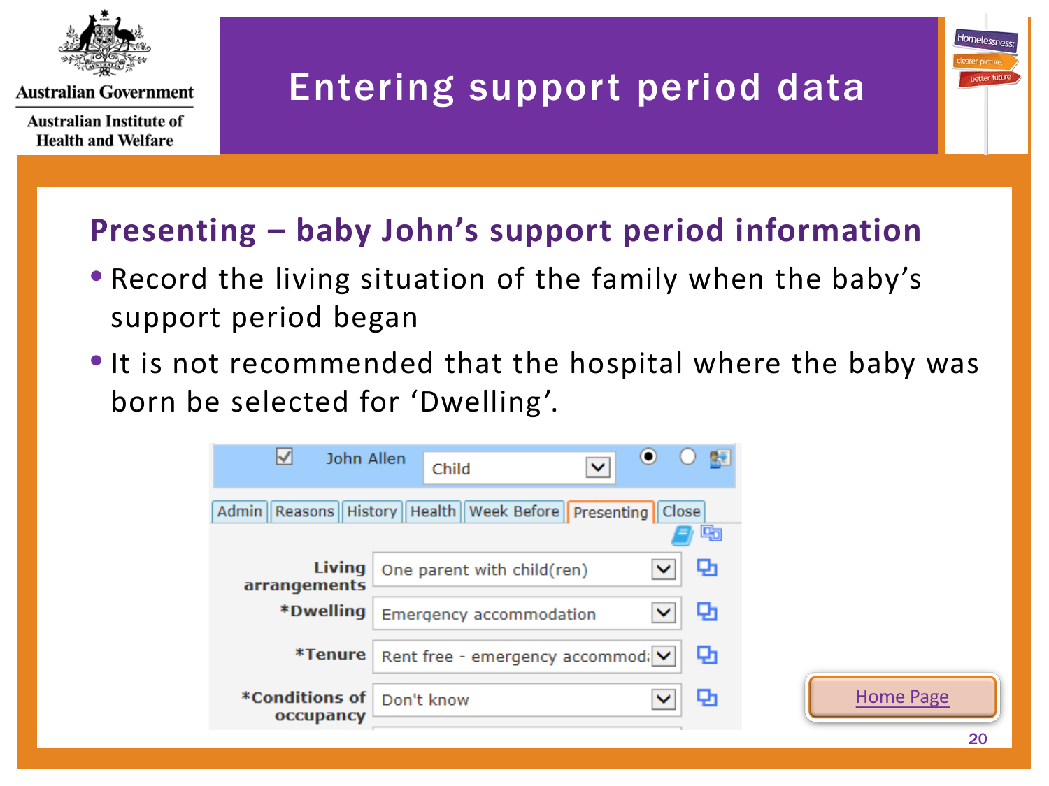# Entering support period data

## Presenting – baby John's support period information

- Record the living situation of the family when the baby's support period began
- It is not recommended that the hospital where the baby was born be selected for 'Dwelling'.

John Allen | Child

Admin | Reasons | History | Health | Week Before | Presenting | Close

| Field | Value |
| --- | --- |
| Living arrangements | One parent with child(ren) |
| *Dwelling | Emergency accommodation |
| *Tenure | Rent free - emergency accommod... |
| *Conditions of occupancy | Don't know |

Home Page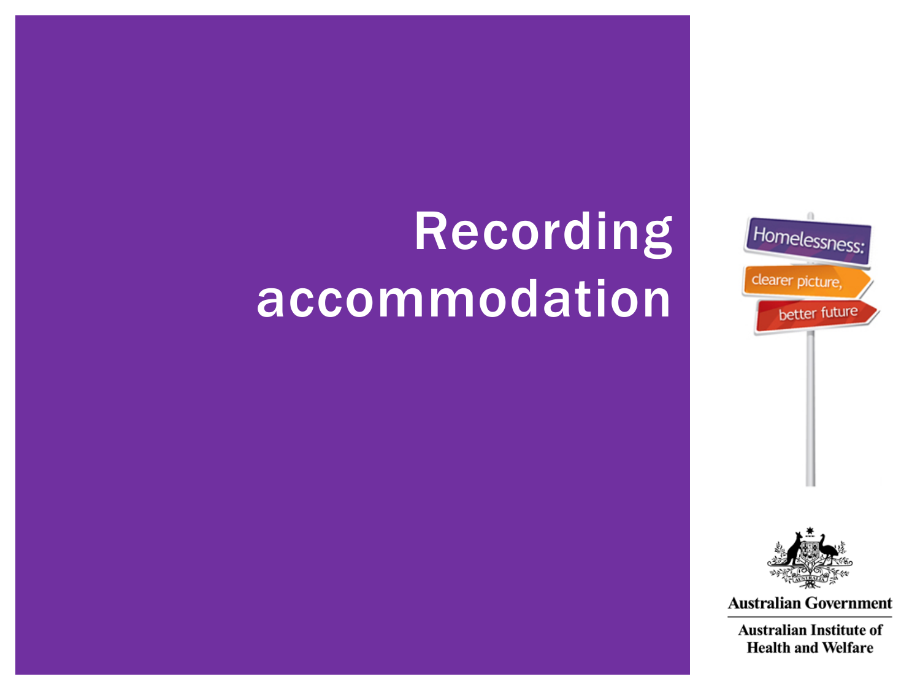# Recording accommodation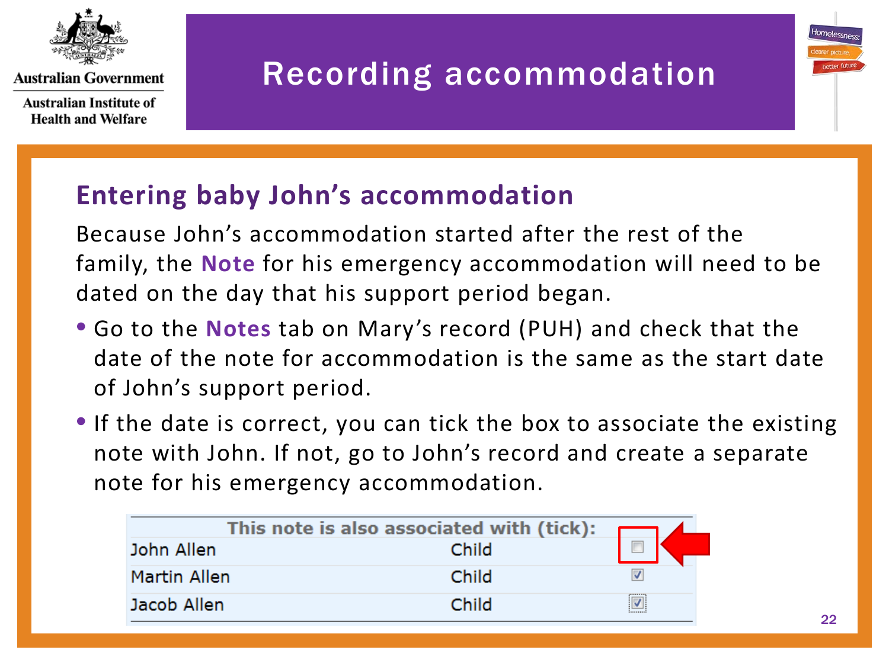# Recording accommodation

## Entering baby John's accommodation

Because John's accommodation started after the rest of the family, the **Note** for his emergency accommodation will need to be dated on the day that his support period began.

- Go to the **Notes** tab on Mary's record (PUH) and check that the date of the note for accommodation is the same as the start date of John's support period.
- If the date is correct, you can tick the box to associate the existing note with John. If not, go to John's record and create a separate note for his emergency accommodation.

| This note is also associated with (tick): | | |
|---|---|---|
| John Allen | Child | ☐ |
| Martin Allen | Child | ☑ |
| Jacob Allen | Child | ☑ |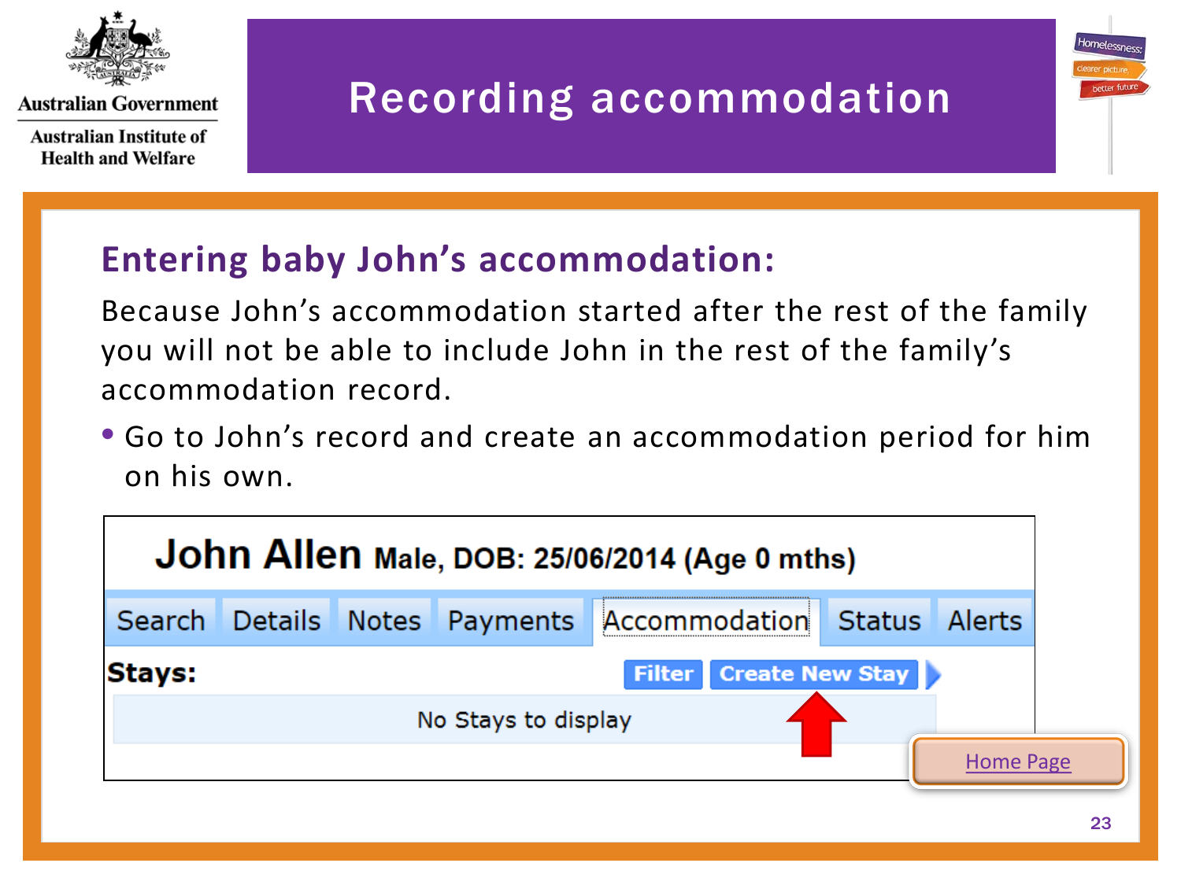Australian Government

Australian Institute of Health and Welfare

# Recording accommodation

## Entering baby John's accommodation:

Because John's accommodation started after the rest of the family you will not be able to include John in the rest of the family's accommodation record.

- Go to John's record and create an accommodation period for him on his own.

**John Allen** **Male, DOB: 25/06/2014 (Age 0 mths)**

Search | Details | Notes | Payments | Accommodation | Status | Alerts

**Stays:** **Filter** **Create New Stay**

No Stays to display

Home Page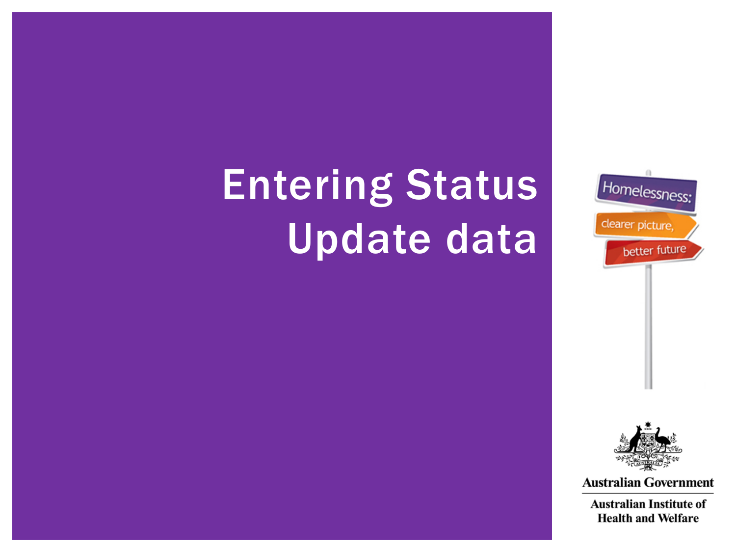# Entering Status Update data

Homelessness: clearer picture, better future

Australian Government

Australian Institute of Health and Welfare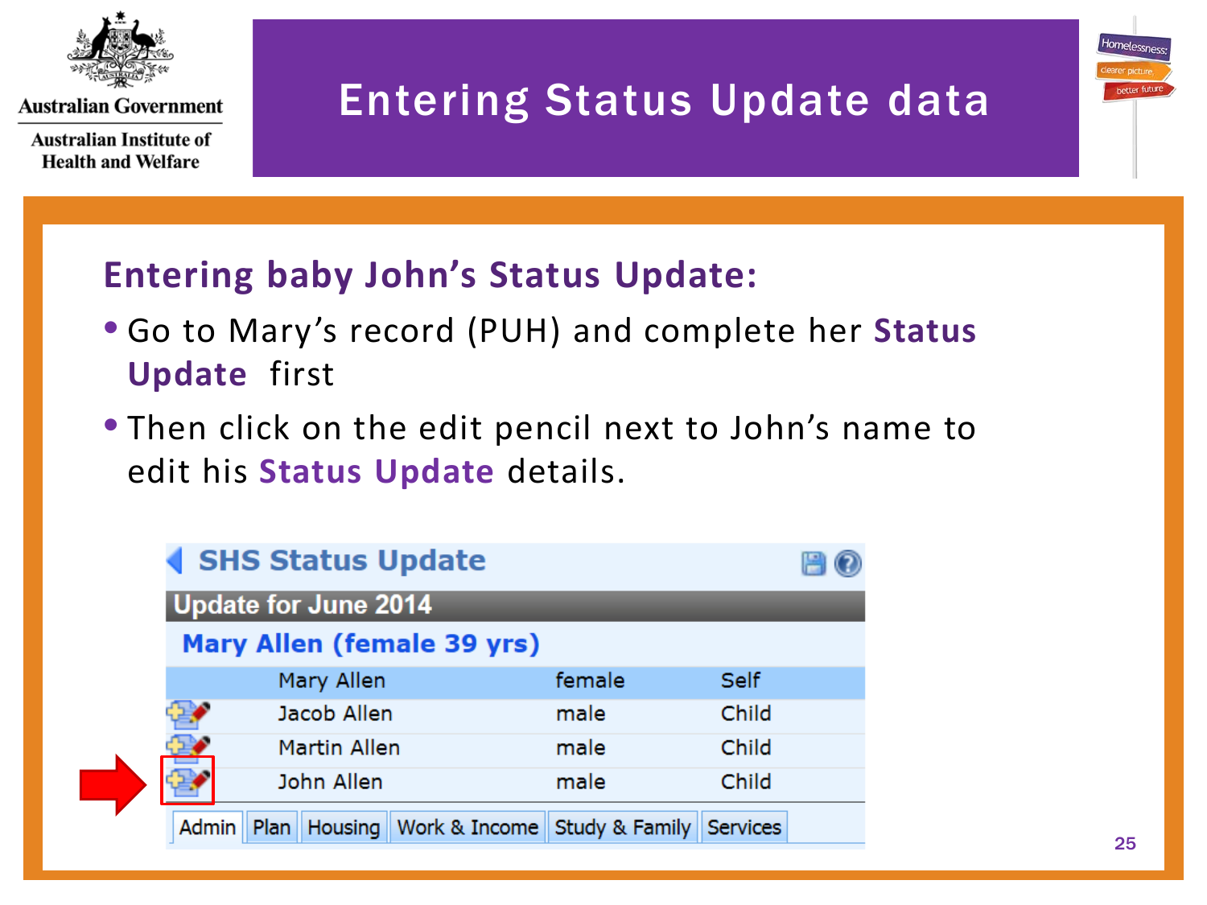# Entering Status Update data

## Entering baby John's Status Update:

- Go to Mary's record (PUH) and complete her **Status Update** first
- Then click on the edit pencil next to John's name to edit his **Status Update** details.

**SHS Status Update**

**Update for June 2014**

**Mary Allen (female 39 yrs)**

| | Name | Sex | Relationship |
|---|---|---|---|
| | Mary Allen | female | Self |
| | Jacob Allen | male | Child |
| | Martin Allen | male | Child |
| | John Allen | male | Child |

Admin | Plan | Housing | Work & Income | Study & Family | Services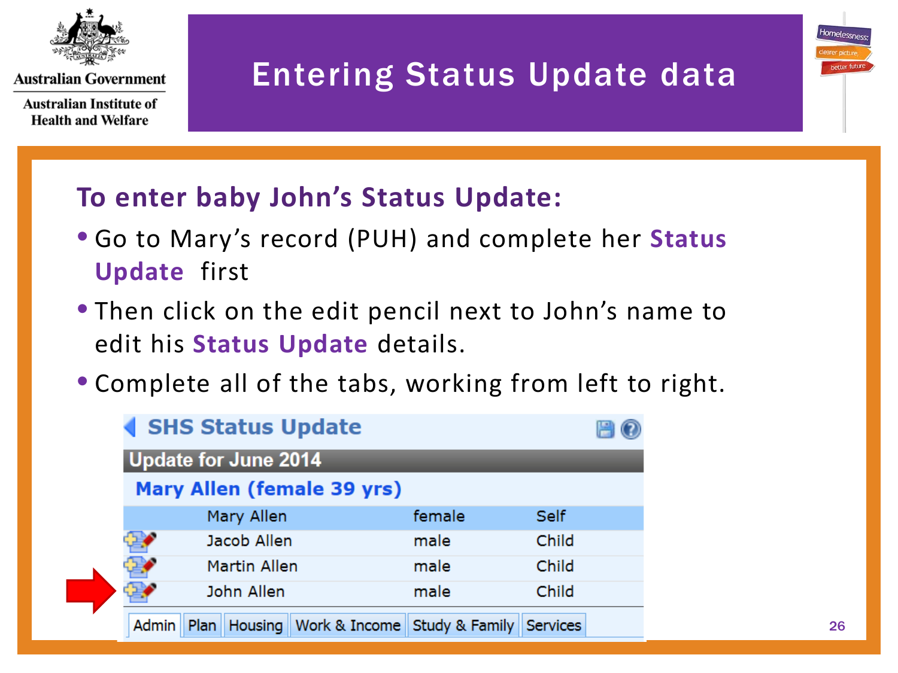# Entering Status Update data

## To enter baby John's Status Update:

- Go to Mary's record (PUH) and complete her **Status Update** first
- Then click on the edit pencil next to John's name to edit his **Status Update** details.
- Complete all of the tabs, working from left to right.

**SHS Status Update**

**Update for June 2014**

**Mary Allen (female 39 yrs)**

| | Name | Sex | Relationship |
|---|---|---|---|
| | Mary Allen | female | Self |
| ✎ | Jacob Allen | male | Child |
| ✎ | Martin Allen | male | Child |
| ✎ | John Allen | male | Child |

Admin | Plan | Housing | Work & Income | Study & Family | Services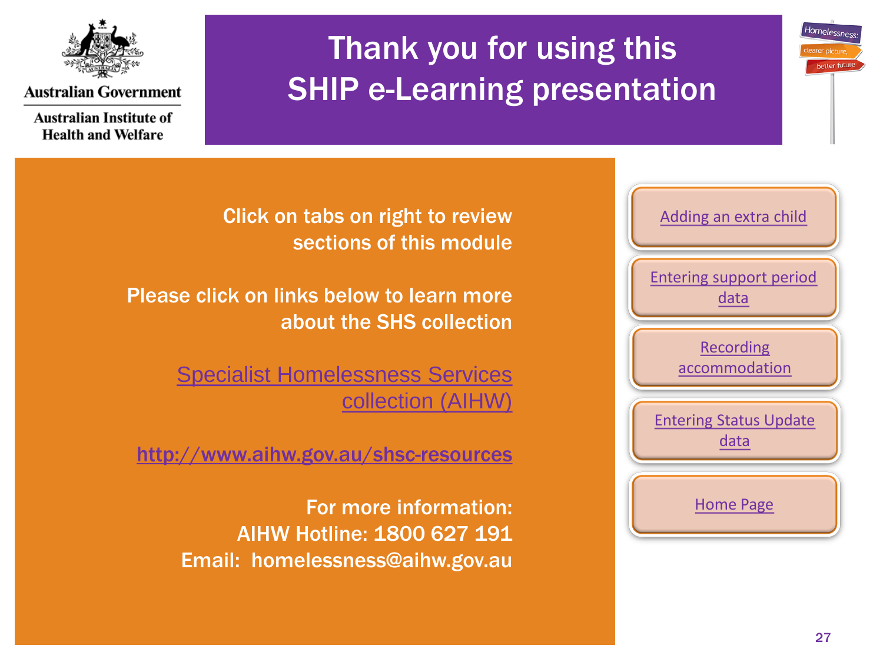Australian Government

Australian Institute of Health and Welfare

# Thank you for using this SHIP e-Learning presentation

Homelessness: clearer picture, better future

Click on tabs on right to review sections of this module

Please click on links below to learn more about the SHS collection

[Specialist Homelessness Services collection (AIHW)]

http://www.aihw.gov.au/shsc-resources

For more information:
AIHW Hotline: 1800 627 191
Email: homelessness@aihw.gov.au

- Adding an extra child
- Entering support period data
- Recording accommodation
- Entering Status Update data
- Home Page